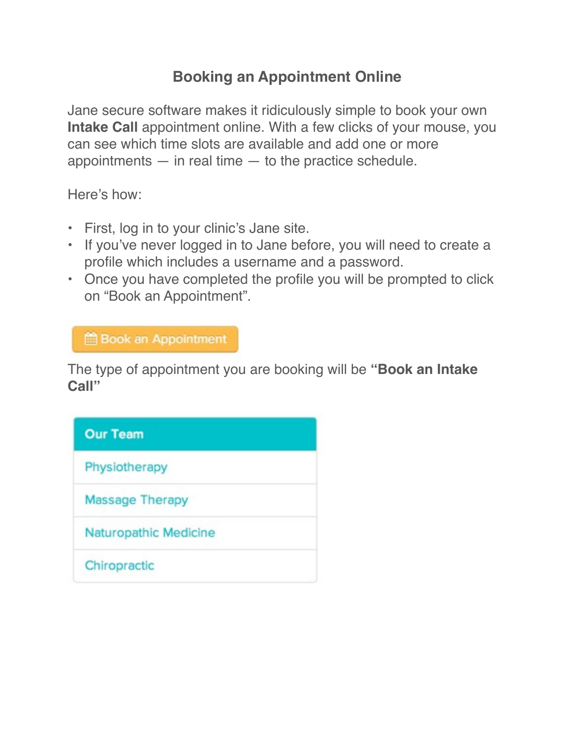# Booking an Appointment Online

Jane secure software makes it ridiculously simple to book your own **Intake Call** appointment online. With a few clicks of your mouse, you can see which time slots are available and add one or more appointments — in real time — to the practice schedule.

Here's how:

- First, log in to your clinic's Jane site.
- If you've never logged in to Jane before, you will need to create a profile which includes a username and a password.
- Once you have completed the profile you will be prompted to click on "Book an Appointment".

Book an Appointment

The type of appointment you are booking will be **"Book an Intake Call"**

| Our Team |
| --- |
| Physiotherapy |
| Massage Therapy |
| Naturopathic Medicine |
| Chiropractic |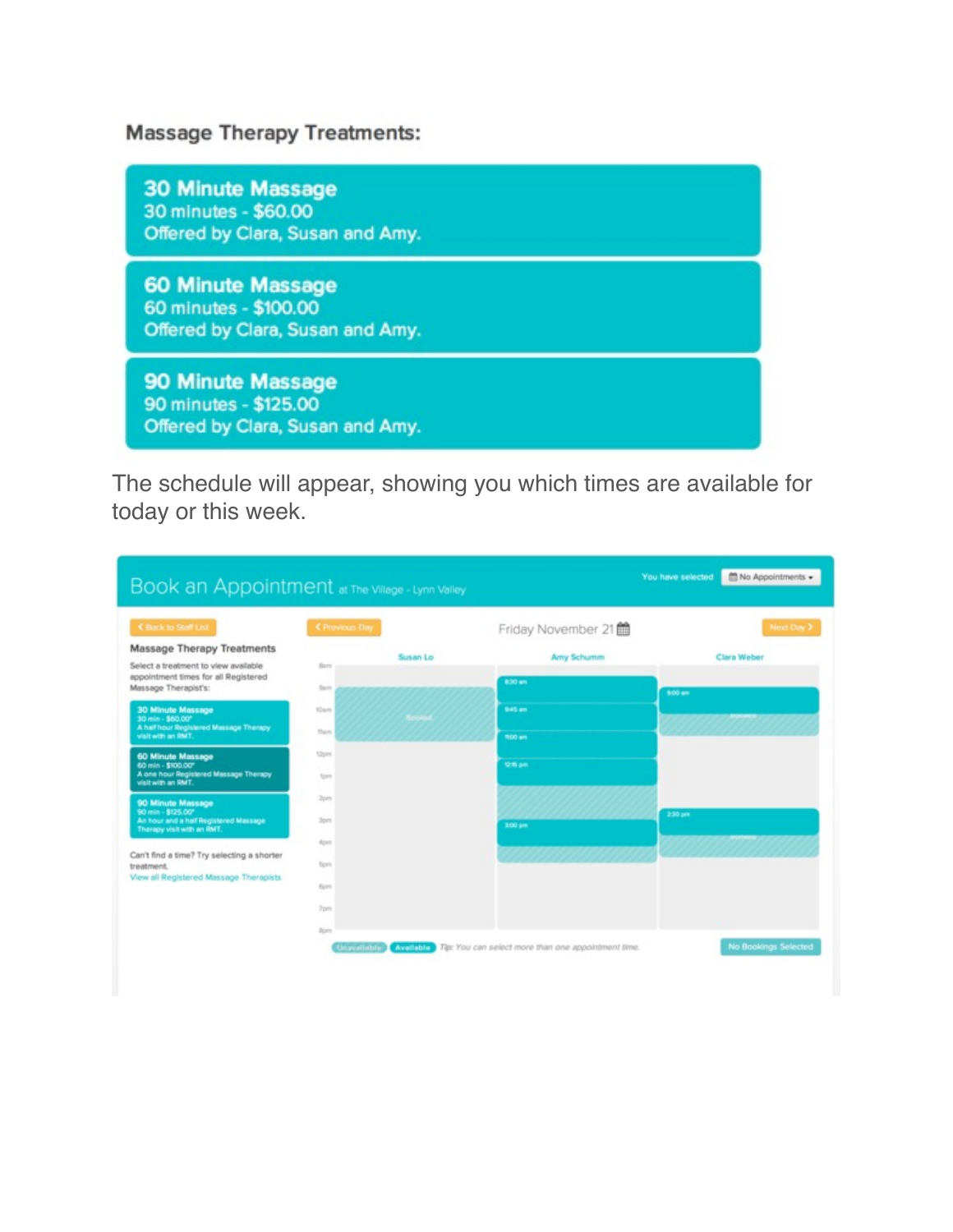**Massage Therapy Treatments:**

**30 Minute Massage**
30 minutes - $60.00
Offered by Clara, Susan and Amy.

**60 Minute Massage**
60 minutes - $100.00
Offered by Clara, Susan and Amy.

**90 Minute Massage**
90 minutes - $125.00
Offered by Clara, Susan and Amy.

The schedule will appear, showing you which times are available for today or this week.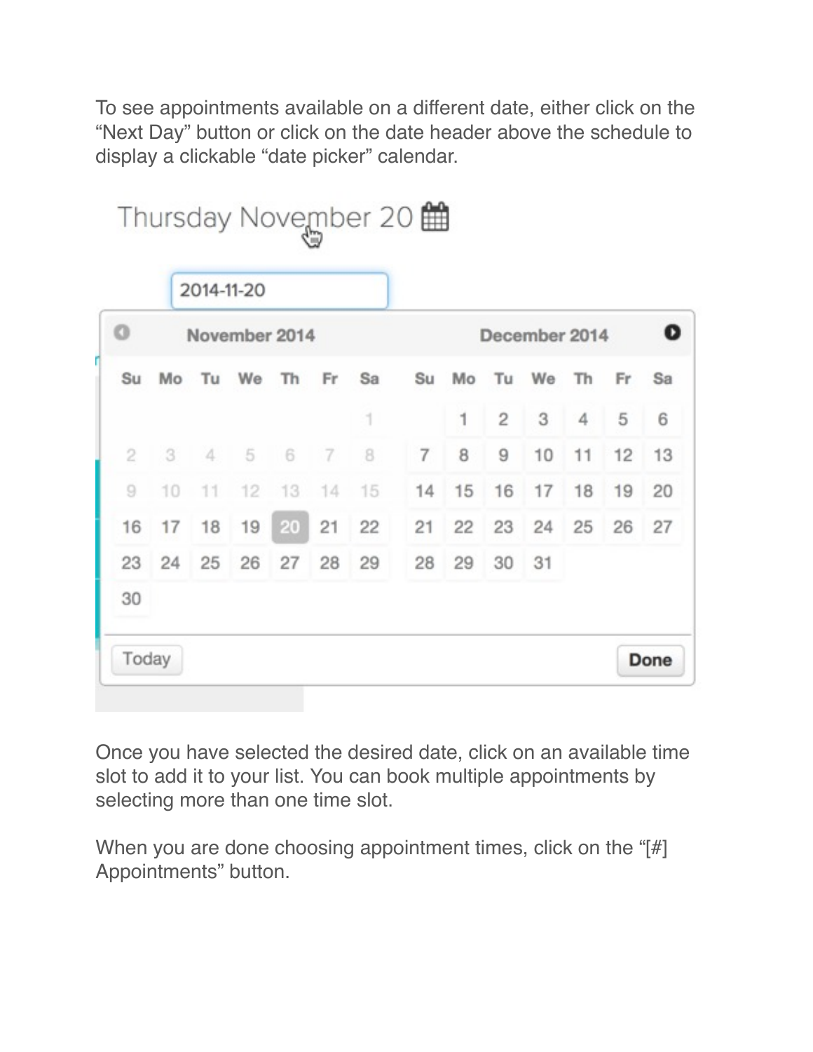To see appointments available on a different date, either click on the “Next Day” button or click on the date header above the schedule to display a clickable “date picker” calendar.

Once you have selected the desired date, click on an available time slot to add it to your list. You can book multiple appointments by selecting more than one time slot.

When you are done choosing appointment times, click on the “[#] Appointments” button.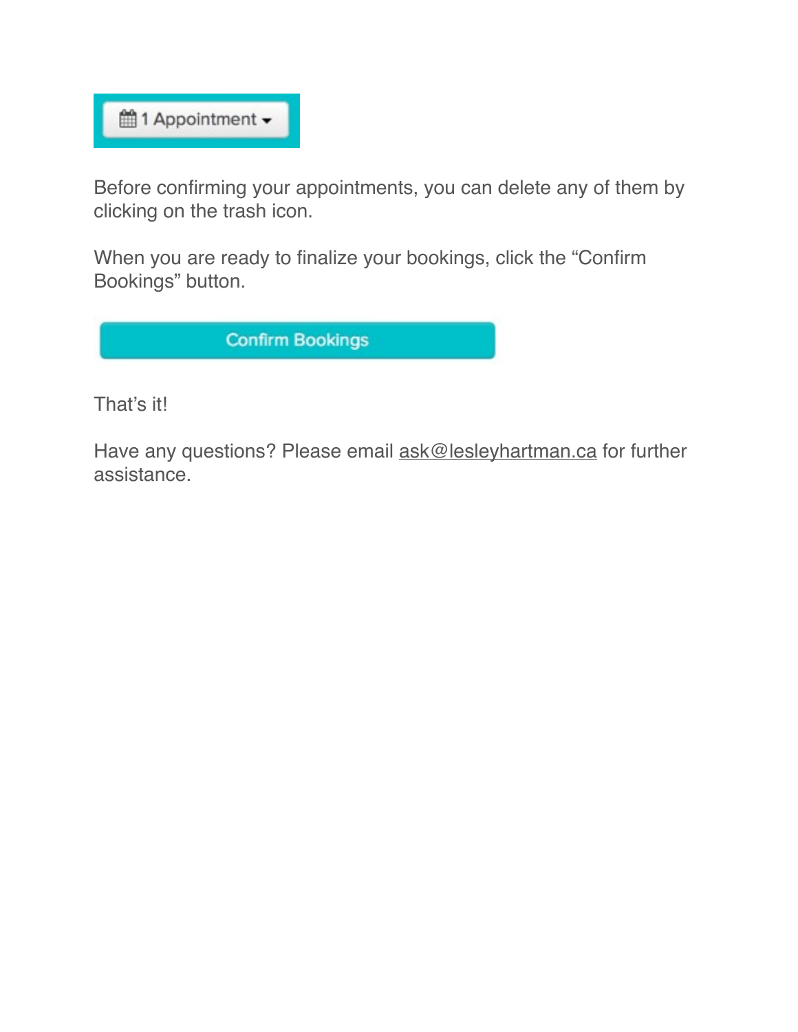1 Appointment ▾

Before confirming your appointments, you can delete any of them by clicking on the trash icon.

When you are ready to finalize your bookings, click the “Confirm Bookings” button.

Confirm Bookings

That’s it!

Have any questions? Please email ask@lesleyhartman.ca for further assistance.